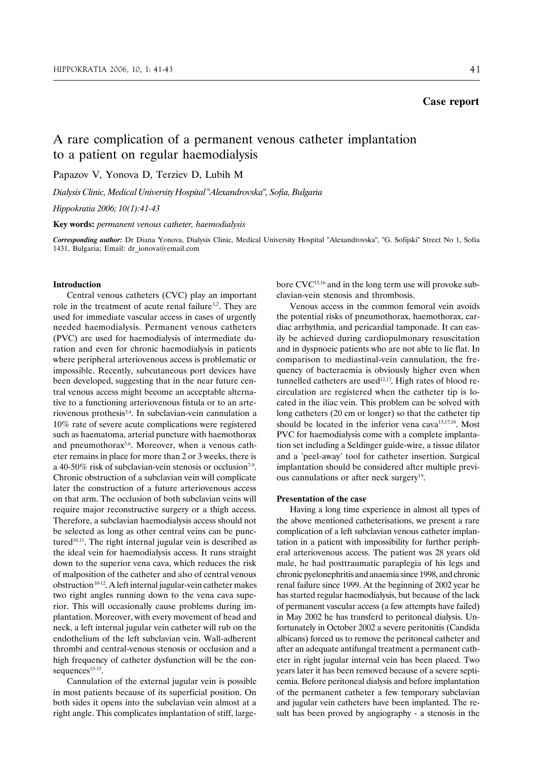**Case report**

# A rare complication of a permanent venous catheter implantation to a patient on regular haemodialysis

Papazov V, Yonova D, Terziev D, Lubih M

*Dialysis Clinic, Medical University Hospital "Alexandrovska", Sofia, Bulgaria*

*Hippokratia 2006; 10(1):41-43*

**Key words:** *permanent venous catheter, haemodialysis*

***Corresponding author:*** Dr Diana Yonova, Dialysis Clinic, Medical University Hospital "Alexandrovska", "G. Sofijski" Street No 1, Sofia 1431, Bulgaria; Email: dr_ionova@email.com

## Introduction

Central venous catheters (CVC) play an important role in the treatment of acute renal failure[1,2]. They are used for immediate vascular access in cases of urgently needed haemodialysis. Permanent venous catheters (PVC) are used for haemodialysis of intermediate duration and even for chronic haemodialysis in patients where peripheral arteriovenous access is problematic or impossible. Recently, subcutaneous port devices have been developed, suggesting that in the near future central venous access might become an acceptable alternative to a functioning arteriovenous fistula or to an arteriovenous prothesis[3,4]. In subclavian-vein cannulation a 10% rate of severe acute complications were registered such as haematoma, arterial puncture with haemothorax and pneumothorax[5,6]. Moreover, when a venous catheter remains in place for more than 2 or 3 weeks, there is a 40-50% risk of subclavian-vein stenosis or occlusion[7-9]. Chronic obstruction of a subclavian vein will complicate later the construction of a future arteriovenous access on that arm. The occlusion of both subclavian veins will require major reconstructive surgery or a thigh access. Therefore, a subclavian haemodialysis access should not be selected as long as other central veins can be punctured[10,11]. The right internal jugular vein is described as the ideal vein for haemodialysis access. It runs straight down to the superior vena cava, which reduces the risk of malposition of the catheter and also of central venous obstruction[10-12]. A left internal jugular-vein catheter makes two right angles running down to the vena cava superior. This will occasionally cause problems during implantation. Moreover, with every movement of head and neck, a left internal jugular vein catheter will rub on the endothelium of the left subclavian vein. Wall-adherent thrombi and central-venous stenosis or occlusion and a high frequency of catheter dysfunction will be the consequences[13-15].

Cannulation of the external jugular vein is possible in most patients because of its superficial position. On both sides it opens into the subclavian vein almost at a right angle. This complicates implantation of stiff, large-bore CVC[15,16] and in the long term use will provoke subclavian-vein stenosis and thrombosis.

Venous access in the common femoral vein avoids the potential risks of pneumothorax, haemothorax, cardiac arrhythmia, and pericardial tamponade. It can easily be achieved during cardiopulmonary resuscitation and in dyspnoeic patients who are not able to lie flat. In comparison to mediastinal-vein cannulation, the frequency of bacteraemia is obviously higher even when tunnelled catheters are used[12,17]. High rates of blood recirculation are registered when the catheter tip is located in the iliac vein. This problem can be solved with long catheters (20 cm or longer) so that the catheter tip should be located in the inferior vena cava[13,17,18]. Most PVC for haemodialysis come with a complete implantation set including a Seldinger guide-wire, a tissue dilator and a 'peel-away' tool for catheter insertion. Surgical implantation should be considered after multiple previous cannulations or after neck surgery[19].

## Presentation of the case

Having a long time experience in almost all types of the above mentioned catheterisations, we present a rare complication of a left subclavian venous catheter implantation in a patient with impossibility for further peripheral arteriovenous access. The patient was 28 years old male, he had posttraumatic paraplegia of his legs and chronic pyelonephritis and anaemia since 1998, and chronic renal failure since 1999. At the beginning of 2002 year he has started regular haemodialysis, but because of the lack of permanent vascular access (a few attempts have failed) in May 2002 he has transferd to peritoneal dialysis. Unfortunately in October 2002 a severe peritonitis (Candida albicans) forced us to remove the peritoneal catheter and after an adequate antifungal treatment a permanent catheter in right jugular internal vein has been placed. Two years later it has been removed because of a severe septicemia. Before peritoneal dialysis and before implantation of the permanent catheter a few temporary subclavian and jugular vein catheters have been implanted. The result has been proved by angiography - a stenosis in the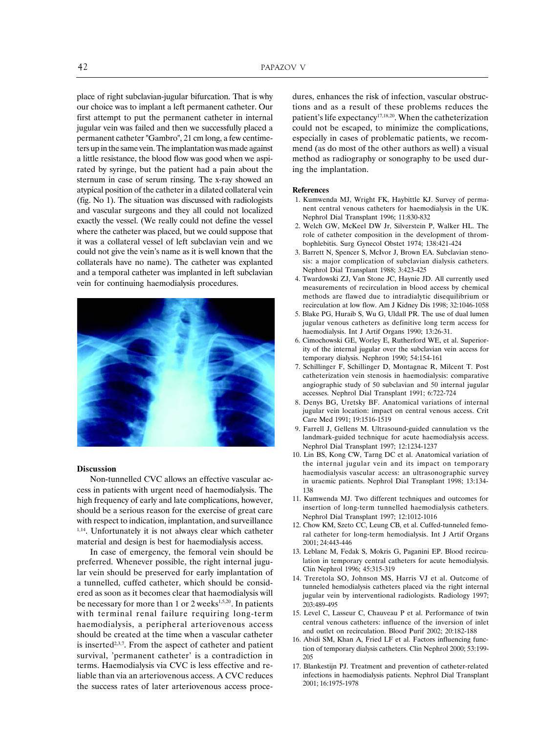place of right subclavian-jugular bifurcation. That is why our choice was to implant a left permanent catheter. Our first attempt to put the permanent catheter in internal jugular vein was failed and then we successfully placed a permanent catheter "Gambro", 21 cm long, a few centimeters up in the same vein. The implantation was made against a little resistance, the blood flow was good when we aspirated by syringe, but the patient had a pain about the sternum in case of serum rinsing. The x-ray showed an atypical position of the catheter in a dilated collateral vein (fig. No 1). The situation was discussed with radiologists and vascular surgeons and they all could not localized exactly the vessel. (We really could not define the vessel where the catheter was placed, but we could suppose that it was a collateral vessel of left subclavian vein and we could not give the vein's name as it is well known that the collaterals have no name). The catheter was explanted and a temporal catheter was implanted in left subclavian vein for continuing haemodialysis procedures.

### Discussion

Non-tunnelled CVC allows an effective vascular access in patients with urgent need of haemodialysis. The high frequency of early and late complications, however, should be a serious reason for the exercise of great care with respect to indication, implantation, and surveillance [1,14]. Unfortunately it is not always clear which catheter material and design is best for haemodialysis access.

In case of emergency, the femoral vein should be preferred. Whenever possible, the right internal jugular vein should be preserved for early implantation of a tunnelled, cuffed catheter, which should be considered as soon as it becomes clear that haemodialysis will be necessary for more than 1 or 2 weeks[1,5,20]. In patients with terminal renal failure requiring long-term haemodialysis, a peripheral arteriovenous access should be created at the time when a vascular catheter is inserted[2,3,7]. From the aspect of catheter and patient survival, 'permanent catheter' is a contradiction in terms. Haemodialysis via CVC is less effective and reliable than via an arteriovenous access. A CVC reduces the success rates of later arteriovenous access procedures, enhances the risk of infection, vascular obstructions and as a result of these problems reduces the patient's life expectancy[17,18,20]. When the catheterization could not be escaped, to minimize the complications, especially in cases of problematic patients, we recommend (as do most of the other authors as well) a visual method as radiography or sonography to be used during the implantation.

### References

1. Kumwenda MJ, Wright FK, Haybittle KJ. Survey of permanent central venous catheters for haemodialysis in the UK. Nephrol Dial Transplant 1996; 11:830-832
2. Welch GW, McKeel DW Jr, Silverstein P, Walker HL. The role of catheter composition in the development of thrombophlebitis. Surg Gynecol Obstet 1974; 138:421-424
3. Barrett N, Spencer S, McIvor J, Brown EA. Subclavian stenosis: a major complication of subclavian dialysis catheters. Nephrol Dial Transplant 1988; 3:423-425
4. Twardowski ZJ, Van Stone JC, Haynie JD. All currently used measurements of recirculation in blood access by chemical methods are flawed due to intradialytic disequilibrium or recirculation at low flow. Am J Kidney Dis 1998; 32:1046-1058
5. Blake PG, Huraib S, Wu G, Uldall PR. The use of dual lumen jugular venous catheters as definitive long term access for haemodialysis. Int J Artif Organs 1990; 13:26-31.
6. Cimochowski GE, Worley E, Rutherford WE, et al. Superiority of the internal jugular over the subclavian vein access for temporary dialysis. Nephron 1990; 54:154-161
7. Schillinger F, Schillinger D, Montagnac R, Milcent T. Post catheterization vein stenosis in haemodialysis: comparative angiographic study of 50 subclavian and 50 internal jugular accesses. Nephrol Dial Transplant 1991; 6:722-724
8. Denys BG, Uretsky BF. Anatomical variations of internal jugular vein location: impact on central venous access. Crit Care Med 1991; 19:1516-1519
9. Farrell J, Gellens M. Ultrasound-guided cannulation vs the landmark-guided technique for acute haemodialysis access. Nephrol Dial Transplant 1997; 12:1234-1237
10. Lin BS, Kong CW, Tarng DC et al. Anatomical variation of the internal jugular vein and its impact on temporary haemodialysis vascular access: an ultrasonographic survey in uraemic patients. Nephrol Dial Transplant 1998; 13:134-138
11. Kumwenda MJ. Two different techniques and outcomes for insertion of long-term tunnelled haemodialysis catheters. Nephrol Dial Transplant 1997; 12:1012-1016
12. Chow KM, Szeto CC, Leung CB, et al. Cuffed-tunneled femoral catheter for long-term hemodialysis. Int J Artif Organs 2001; 24:443-446
13. Leblanc M, Fedak S, Mokris G, Paganini EP. Blood recirculation in temporary central catheters for acute hemodialysis. Clin Nephrol 1996; 45:315-319
14. Treretola SO, Johnson MS, Harris VJ et al. Outcome of tunneled hemodialysis catheters placed via the right internal jugular vein by interventional radiologists. Radiology 1997; 203:489-495
15. Level C, Lasseur C, Chauveau P et al. Performance of twin central venous catheters: influence of the inversion of inlet and outlet on recirculation. Blood Purif 2002; 20:182-188
16. Abidi SM, Khan A, Fried LF et al. Factors influencing function of temporary dialysis catheters. Clin Nephrol 2000; 53:199-205
17. Blankestijn PJ. Treatment and prevention of catheter-related infections in haemodialysis patients. Nephrol Dial Transplant 2001; 16:1975-1978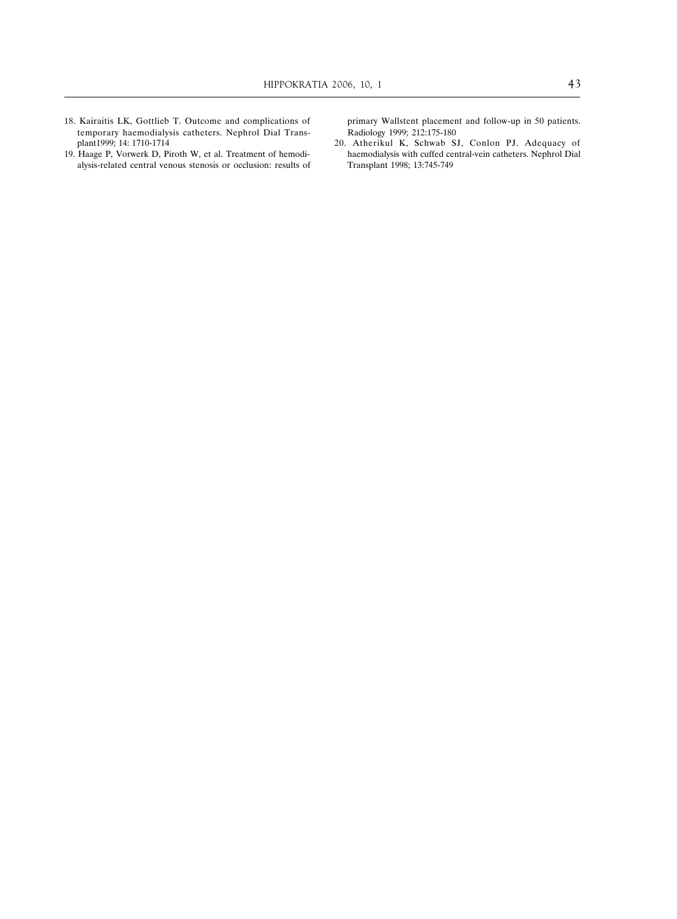18. Kairaitis LK, Gottlieb T. Outcome and complications of temporary haemodialysis catheters. Nephrol Dial Transplant1999; 14: 1710-1714
19. Haage P, Vorwerk D, Piroth W, et al. Treatment of hemodialysis-related central venous stenosis or occlusion: results of primary Wallstent placement and follow-up in 50 patients. Radiology 1999; 212:175-180
20. Atherikul K, Schwab SJ, Conlon PJ. Adequacy of haemodialysis with cuffed central-vein catheters. Nephrol Dial Transplant 1998; 13:745-749